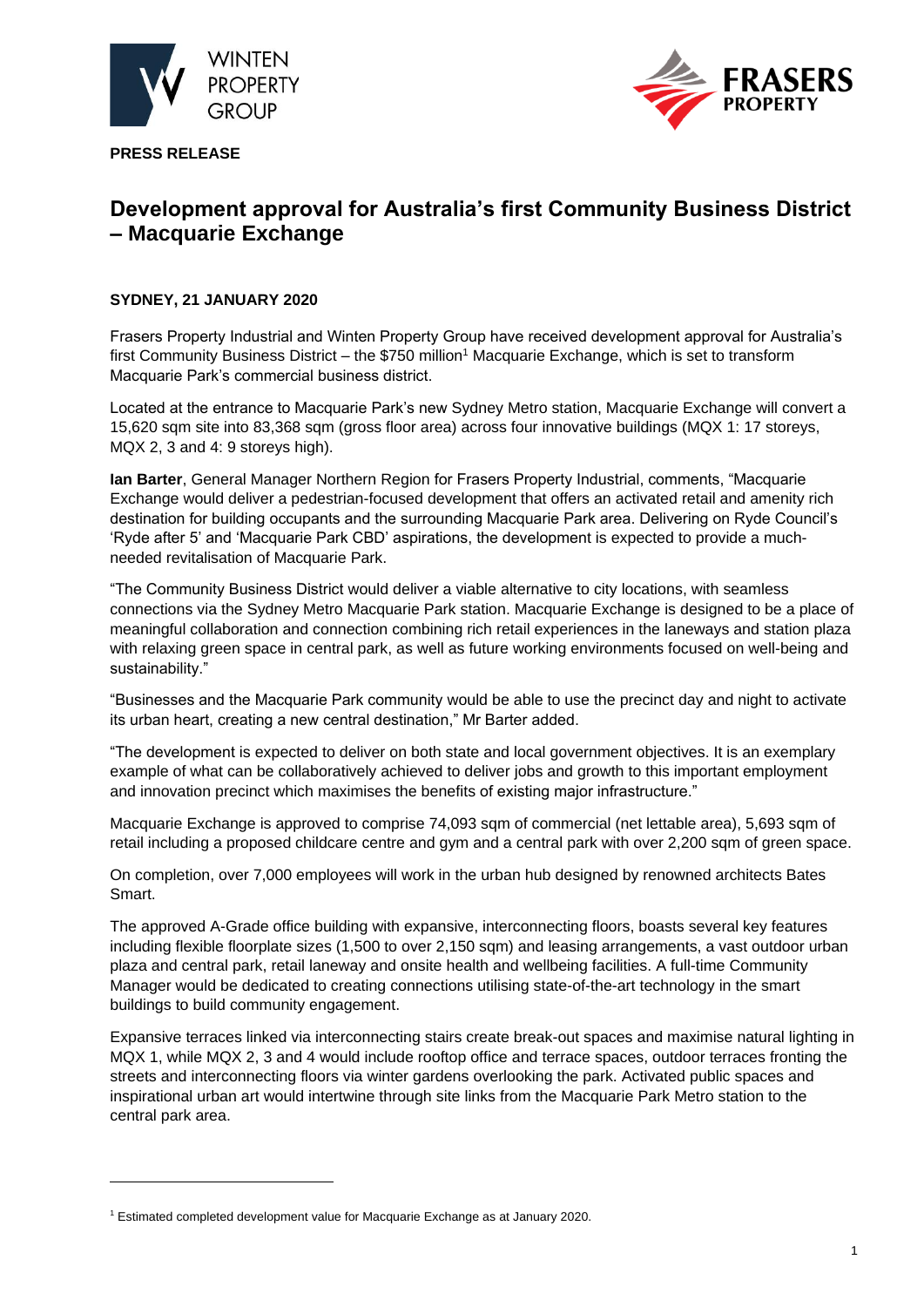**PRESS RELEASE**

# Development approval for Australia's first Community Business District – Macquarie Exchange

**SYDNEY, 21 JANUARY 2020**

Frasers Property Industrial and Winten Property Group have received development approval for Australia's first Community Business District – the $750 million[1] Macquarie Exchange, which is set to transform Macquarie Park's commercial business district.

Located at the entrance to Macquarie Park's new Sydney Metro station, Macquarie Exchange will convert a 15,620 sqm site into 83,368 sqm (gross floor area) across four innovative buildings (MQX 1: 17 storeys, MQX 2, 3 and 4: 9 storeys high).

**Ian Barter**, General Manager Northern Region for Frasers Property Industrial, comments, "Macquarie Exchange would deliver a pedestrian-focused development that offers an activated retail and amenity rich destination for building occupants and the surrounding Macquarie Park area. Delivering on Ryde Council's 'Ryde after 5' and 'Macquarie Park CBD' aspirations, the development is expected to provide a much-needed revitalisation of Macquarie Park.

"The Community Business District would deliver a viable alternative to city locations, with seamless connections via the Sydney Metro Macquarie Park station. Macquarie Exchange is designed to be a place of meaningful collaboration and connection combining rich retail experiences in the laneways and station plaza with relaxing green space in central park, as well as future working environments focused on well-being and sustainability."

"Businesses and the Macquarie Park community would be able to use the precinct day and night to activate its urban heart, creating a new central destination," Mr Barter added.

"The development is expected to deliver on both state and local government objectives. It is an exemplary example of what can be collaboratively achieved to deliver jobs and growth to this important employment and innovation precinct which maximises the benefits of existing major infrastructure."

Macquarie Exchange is approved to comprise 74,093 sqm of commercial (net lettable area), 5,693 sqm of retail including a proposed childcare centre and gym and a central park with over 2,200 sqm of green space.

On completion, over 7,000 employees will work in the urban hub designed by renowned architects Bates Smart.

The approved A-Grade office building with expansive, interconnecting floors, boasts several key features including flexible floorplate sizes (1,500 to over 2,150 sqm) and leasing arrangements, a vast outdoor urban plaza and central park, retail laneway and onsite health and wellbeing facilities. A full-time Community Manager would be dedicated to creating connections utilising state-of-the-art technology in the smart buildings to build community engagement.

Expansive terraces linked via interconnecting stairs create break-out spaces and maximise natural lighting in MQX 1, while MQX 2, 3 and 4 would include rooftop office and terrace spaces, outdoor terraces fronting the streets and interconnecting floors via winter gardens overlooking the park. Activated public spaces and inspirational urban art would intertwine through site links from the Macquarie Park Metro station to the central park area.

---

[1] Estimated completed development value for Macquarie Exchange as at January 2020.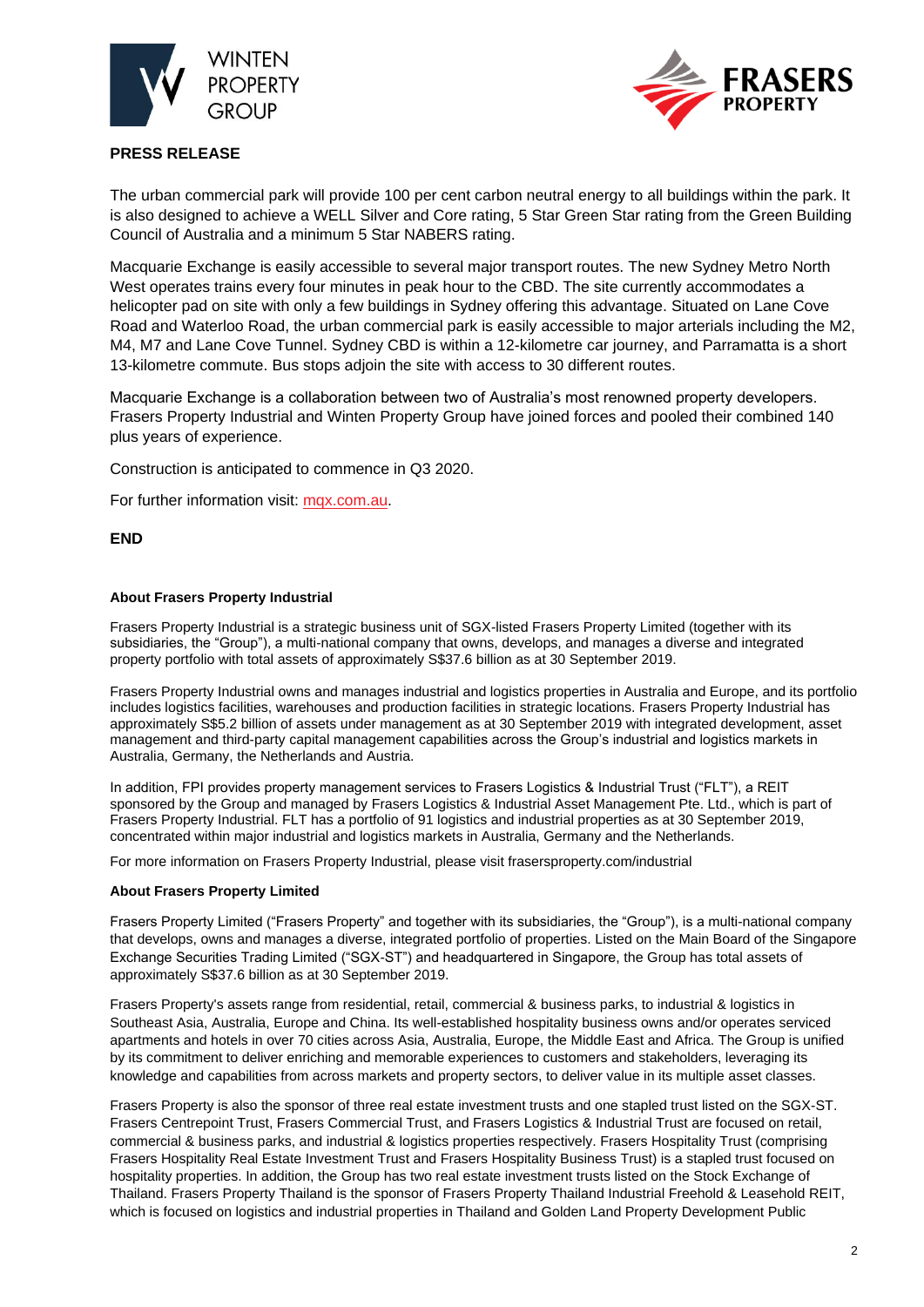**PRESS RELEASE**

The urban commercial park will provide 100 per cent carbon neutral energy to all buildings within the park. It is also designed to achieve a WELL Silver and Core rating, 5 Star Green Star rating from the Green Building Council of Australia and a minimum 5 Star NABERS rating.

Macquarie Exchange is easily accessible to several major transport routes. The new Sydney Metro North West operates trains every four minutes in peak hour to the CBD. The site currently accommodates a helicopter pad on site with only a few buildings in Sydney offering this advantage. Situated on Lane Cove Road and Waterloo Road, the urban commercial park is easily accessible to major arterials including the M2, M4, M7 and Lane Cove Tunnel. Sydney CBD is within a 12-kilometre car journey, and Parramatta is a short 13-kilometre commute. Bus stops adjoin the site with access to 30 different routes.

Macquarie Exchange is a collaboration between two of Australia's most renowned property developers. Frasers Property Industrial and Winten Property Group have joined forces and pooled their combined 140 plus years of experience.

Construction is anticipated to commence in Q3 2020.

For further information visit: mqx.com.au.

**END**

**About Frasers Property Industrial**

Frasers Property Industrial is a strategic business unit of SGX-listed Frasers Property Limited (together with its subsidiaries, the "Group"), a multi-national company that owns, develops, and manages a diverse and integrated property portfolio with total assets of approximately S$37.6 billion as at 30 September 2019.

Frasers Property Industrial owns and manages industrial and logistics properties in Australia and Europe, and its portfolio includes logistics facilities, warehouses and production facilities in strategic locations. Frasers Property Industrial has approximately S$5.2 billion of assets under management as at 30 September 2019 with integrated development, asset management and third-party capital management capabilities across the Group's industrial and logistics markets in Australia, Germany, the Netherlands and Austria.

In addition, FPI provides property management services to Frasers Logistics & Industrial Trust ("FLT"), a REIT sponsored by the Group and managed by Frasers Logistics & Industrial Asset Management Pte. Ltd., which is part of Frasers Property Industrial. FLT has a portfolio of 91 logistics and industrial properties as at 30 September 2019, concentrated within major industrial and logistics markets in Australia, Germany and the Netherlands.

For more information on Frasers Property Industrial, please visit frasersproperty.com/industrial

**About Frasers Property Limited**

Frasers Property Limited ("Frasers Property" and together with its subsidiaries, the "Group"), is a multi-national company that develops, owns and manages a diverse, integrated portfolio of properties. Listed on the Main Board of the Singapore Exchange Securities Trading Limited ("SGX-ST") and headquartered in Singapore, the Group has total assets of approximately S$37.6 billion as at 30 September 2019.

Frasers Property's assets range from residential, retail, commercial & business parks, to industrial & logistics in Southeast Asia, Australia, Europe and China. Its well-established hospitality business owns and/or operates serviced apartments and hotels in over 70 cities across Asia, Australia, Europe, the Middle East and Africa. The Group is unified by its commitment to deliver enriching and memorable experiences to customers and stakeholders, leveraging its knowledge and capabilities from across markets and property sectors, to deliver value in its multiple asset classes.

Frasers Property is also the sponsor of three real estate investment trusts and one stapled trust listed on the SGX-ST. Frasers Centrepoint Trust, Frasers Commercial Trust, and Frasers Logistics & Industrial Trust are focused on retail, commercial & business parks, and industrial & logistics properties respectively. Frasers Hospitality Trust (comprising Frasers Hospitality Real Estate Investment Trust and Frasers Hospitality Business Trust) is a stapled trust focused on hospitality properties. In addition, the Group has two real estate investment trusts listed on the Stock Exchange of Thailand. Frasers Property Thailand is the sponsor of Frasers Property Thailand Industrial Freehold & Leasehold REIT, which is focused on logistics and industrial properties in Thailand and Golden Land Property Development Public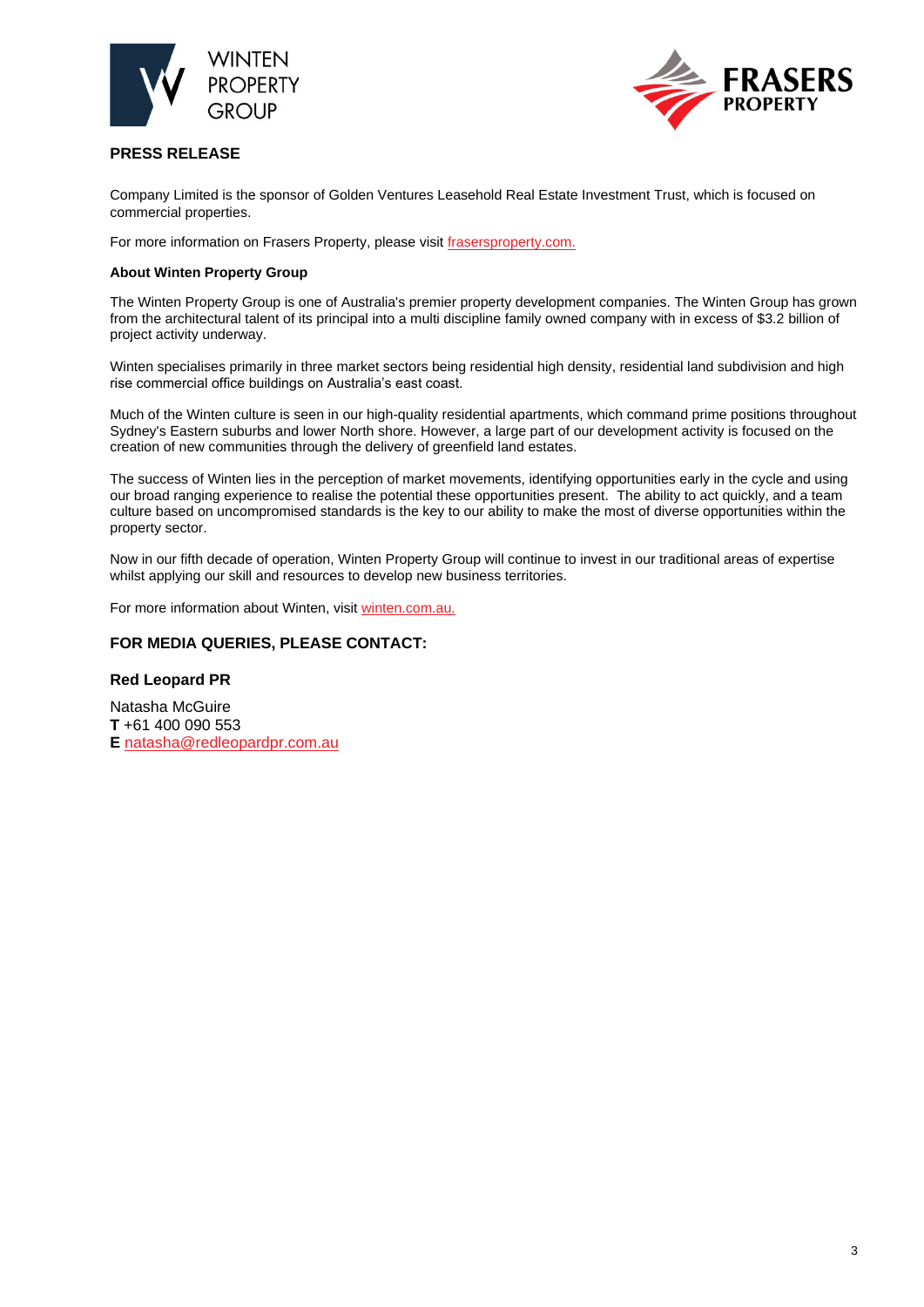**PRESS RELEASE**

Company Limited is the sponsor of Golden Ventures Leasehold Real Estate Investment Trust, which is focused on commercial properties.

For more information on Frasers Property, please visit frasersproperty.com.

**About Winten Property Group**

The Winten Property Group is one of Australia's premier property development companies. The Winten Group has grown from the architectural talent of its principal into a multi discipline family owned company with in excess of $3.2 billion of project activity underway.

Winten specialises primarily in three market sectors being residential high density, residential land subdivision and high rise commercial office buildings on Australia's east coast.

Much of the Winten culture is seen in our high-quality residential apartments, which command prime positions throughout Sydney's Eastern suburbs and lower North shore. However, a large part of our development activity is focused on the creation of new communities through the delivery of greenfield land estates.

The success of Winten lies in the perception of market movements, identifying opportunities early in the cycle and using our broad ranging experience to realise the potential these opportunities present. The ability to act quickly, and a team culture based on uncompromised standards is the key to our ability to make the most of diverse opportunities within the property sector.

Now in our fifth decade of operation, Winten Property Group will continue to invest in our traditional areas of expertise whilst applying our skill and resources to develop new business territories.

For more information about Winten, visit winten.com.au.

**FOR MEDIA QUERIES, PLEASE CONTACT:**

**Red Leopard PR**

Natasha McGuire
**T** +61 400 090 553
**E** natasha@redleopardpr.com.au